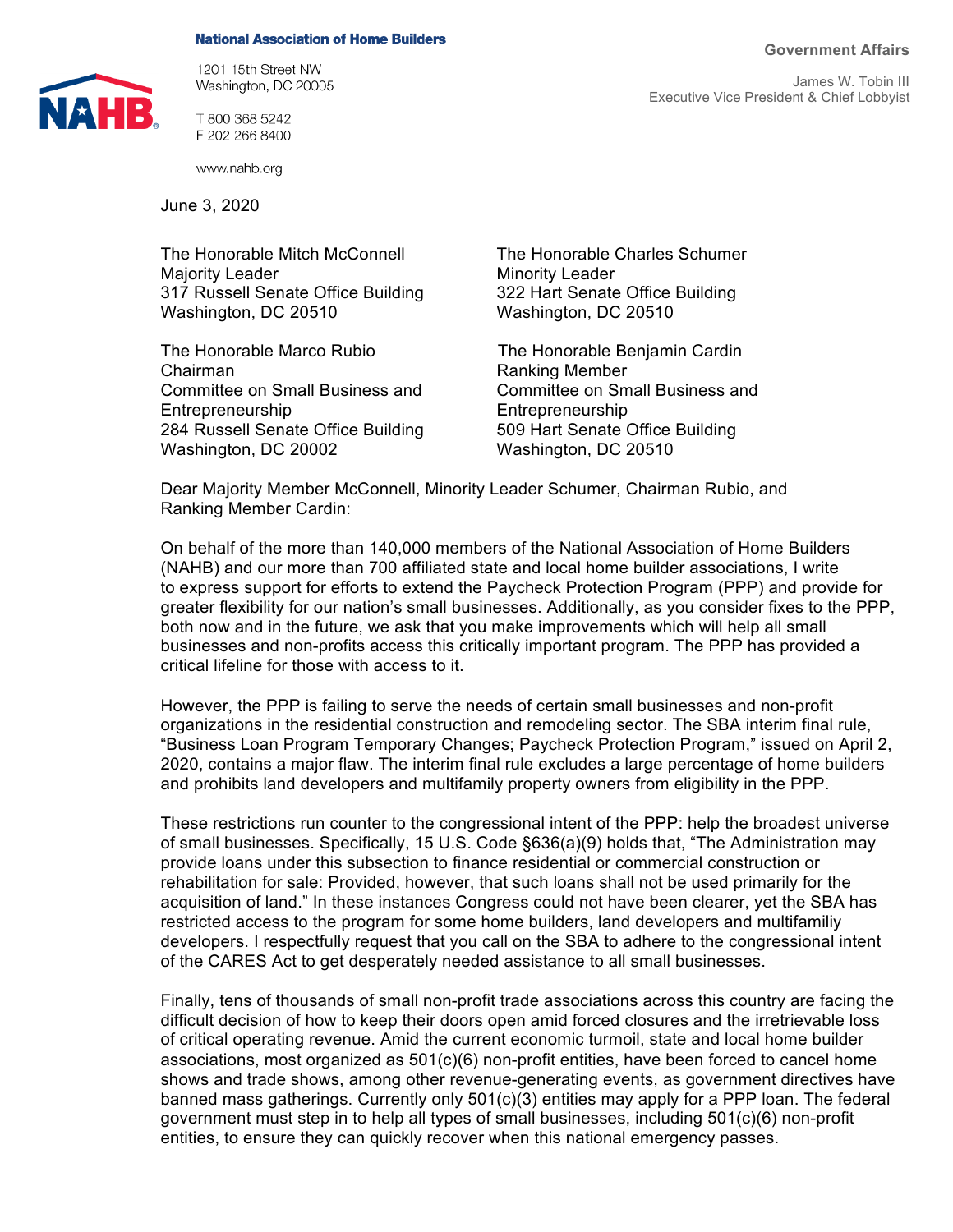**National Association of Home Builders**

1201 15th Street NW
Washington, DC 20005

T 800 368 5242
F 202 266 8400

www.nahb.org

**Government Affairs**

James W. Tobin III
Executive Vice President & Chief Lobbyist

June 3, 2020

The Honorable Mitch McConnell
Majority Leader
317 Russell Senate Office Building
Washington, DC 20510

The Honorable Charles Schumer
Minority Leader
322 Hart Senate Office Building
Washington, DC 20510

The Honorable Marco Rubio
Chairman
Committee on Small Business and Entrepreneurship
284 Russell Senate Office Building
Washington, DC 20002

The Honorable Benjamin Cardin
Ranking Member
Committee on Small Business and Entrepreneurship
509 Hart Senate Office Building
Washington, DC 20510

Dear Majority Member McConnell, Minority Leader Schumer, Chairman Rubio, and Ranking Member Cardin:

On behalf of the more than 140,000 members of the National Association of Home Builders (NAHB) and our more than 700 affiliated state and local home builder associations, I write to express support for efforts to extend the Paycheck Protection Program (PPP) and provide for greater flexibility for our nation's small businesses. Additionally, as you consider fixes to the PPP, both now and in the future, we ask that you make improvements which will help all small businesses and non-profits access this critically important program. The PPP has provided a critical lifeline for those with access to it.

However, the PPP is failing to serve the needs of certain small businesses and non-profit organizations in the residential construction and remodeling sector. The SBA interim final rule, "Business Loan Program Temporary Changes; Paycheck Protection Program," issued on April 2, 2020, contains a major flaw. The interim final rule excludes a large percentage of home builders and prohibits land developers and multifamily property owners from eligibility in the PPP.

These restrictions run counter to the congressional intent of the PPP: help the broadest universe of small businesses. Specifically, 15 U.S. Code §636(a)(9) holds that, "The Administration may provide loans under this subsection to finance residential or commercial construction or rehabilitation for sale: Provided, however, that such loans shall not be used primarily for the acquisition of land." In these instances Congress could not have been clearer, yet the SBA has restricted access to the program for some home builders, land developers and multifamiliy developers. I respectfully request that you call on the SBA to adhere to the congressional intent of the CARES Act to get desperately needed assistance to all small businesses.

Finally, tens of thousands of small non-profit trade associations across this country are facing the difficult decision of how to keep their doors open amid forced closures and the irretrievable loss of critical operating revenue. Amid the current economic turmoil, state and local home builder associations, most organized as 501(c)(6) non-profit entities, have been forced to cancel home shows and trade shows, among other revenue-generating events, as government directives have banned mass gatherings. Currently only 501(c)(3) entities may apply for a PPP loan. The federal government must step in to help all types of small businesses, including 501(c)(6) non-profit entities, to ensure they can quickly recover when this national emergency passes.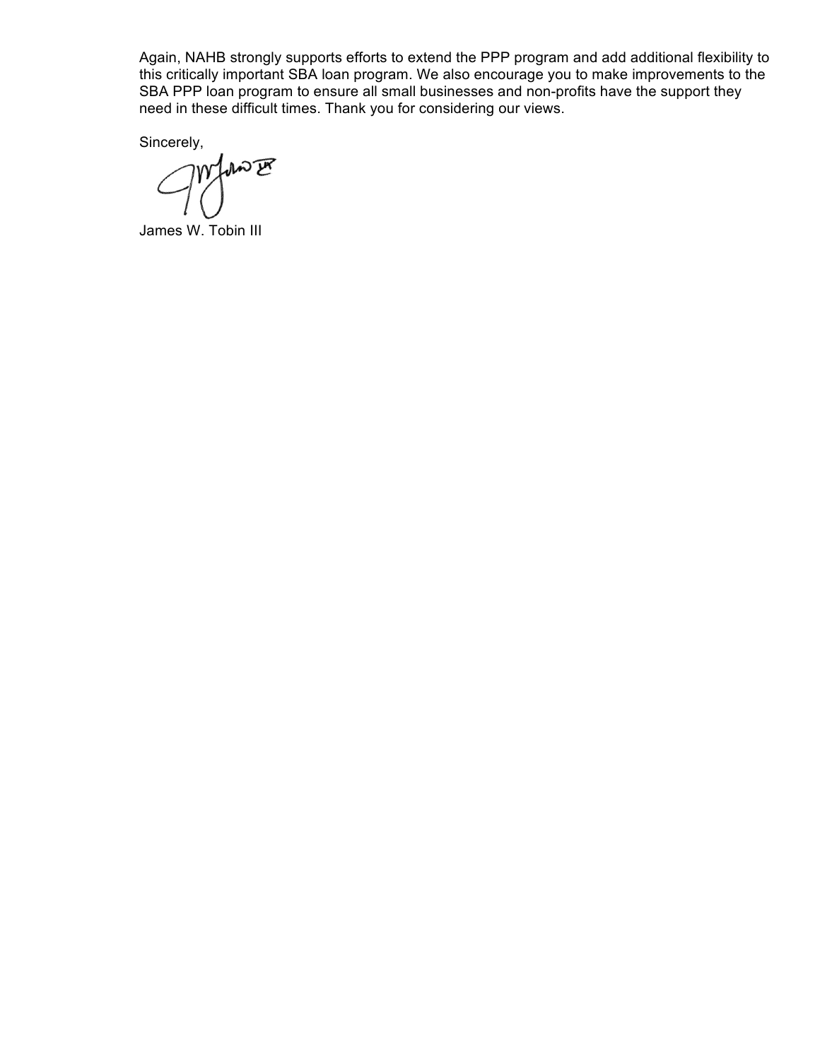Again, NAHB strongly supports efforts to extend the PPP program and add additional flexibility to this critically important SBA loan program. We also encourage you to make improvements to the SBA PPP loan program to ensure all small businesses and non-profits have the support they need in these difficult times. Thank you for considering our views.

Sincerely,

James W. Tobin III